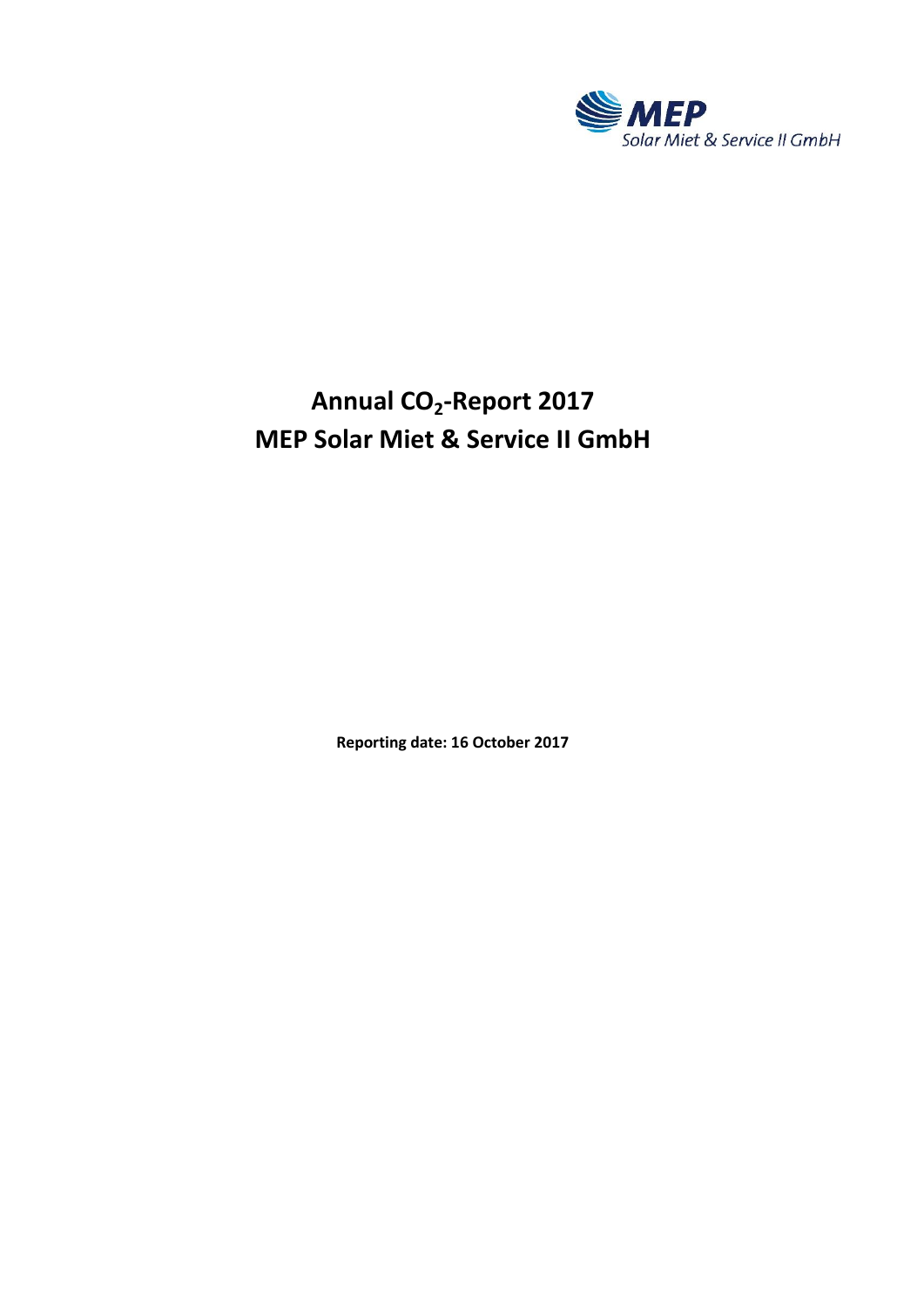MEP Solar Miet & Service II GmbH

# Annual $CO_2$-Report 2017
# MEP Solar Miet & Service II GmbH

**Reporting date: 16 October 2017**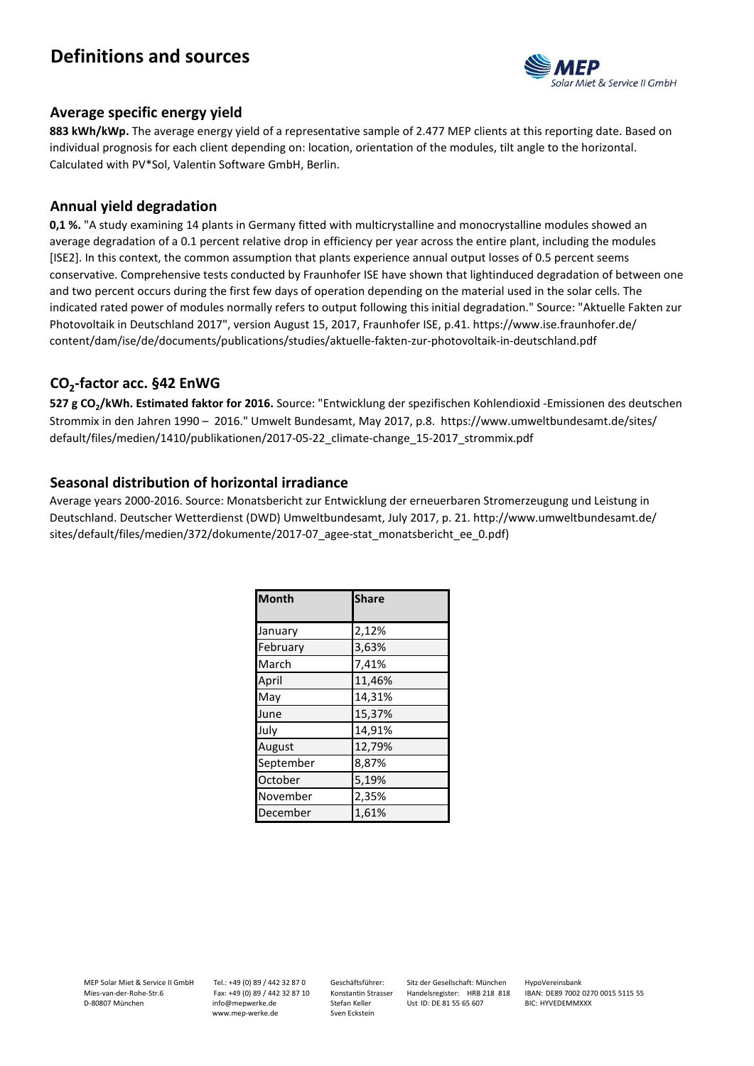# Definitions and sources

## Average specific energy yield

**883 kWh/kWp.** The average energy yield of a representative sample of 2.477 MEP clients at this reporting date. Based on individual prognosis for each client depending on: location, orientation of the modules, tilt angle to the horizontal. Calculated with PV*Sol, Valentin Software GmbH, Berlin.

## Annual yield degradation

**0,1 %.** "A study examining 14 plants in Germany fitted with multicrystalline and monocrystalline modules showed an average degradation of a 0.1 percent relative drop in efficiency per year across the entire plant, including the modules [ISE2]. In this context, the common assumption that plants experience annual output losses of 0.5 percent seems conservative. Comprehensive tests conducted by Fraunhofer ISE have shown that lightinduced degradation of between one and two percent occurs during the first few days of operation depending on the material used in the solar cells. The indicated rated power of modules normally refers to output following this initial degradation." Source: "Aktuelle Fakten zur Photovoltaik in Deutschland 2017", version August 15, 2017, Fraunhofer ISE, p.41. https://www.ise.fraunhofer.de/content/dam/ise/de/documents/publications/studies/aktuelle-fakten-zur-photovoltaik-in-deutschland.pdf

## $CO_2$-factor acc. §42 EnWG

**527 g $CO_2$/kWh. Estimated faktor for 2016.** Source: "Entwicklung der spezifischen Kohlendioxid -Emissionen des deutschen Strommix in den Jahren 1990 – 2016." Umwelt Bundesamt, May 2017, p.8. https://www.umweltbundesamt.de/sites/default/files/medien/1410/publikationen/2017-05-22_climate-change_15-2017_strommix.pdf

## Seasonal distribution of horizontal irradiance

Average years 2000-2016. Source: Monatsbericht zur Entwicklung der erneuerbaren Stromerzeugung und Leistung in Deutschland. Deutscher Wetterdienst (DWD) Umweltbundesamt, July 2017, p. 21. http://www.umweltbundesamt.de/sites/default/files/medien/372/dokumente/2017-07_agee-stat_monatsbericht_ee_0.pdf)

| Month | Share |
|---|---|
| January | 2,12% |
| February | 3,63% |
| March | 7,41% |
| April | 11,46% |
| May | 14,31% |
| June | 15,37% |
| July | 14,91% |
| August | 12,79% |
| September | 8,87% |
| October | 5,19% |
| November | 2,35% |
| December | 1,61% |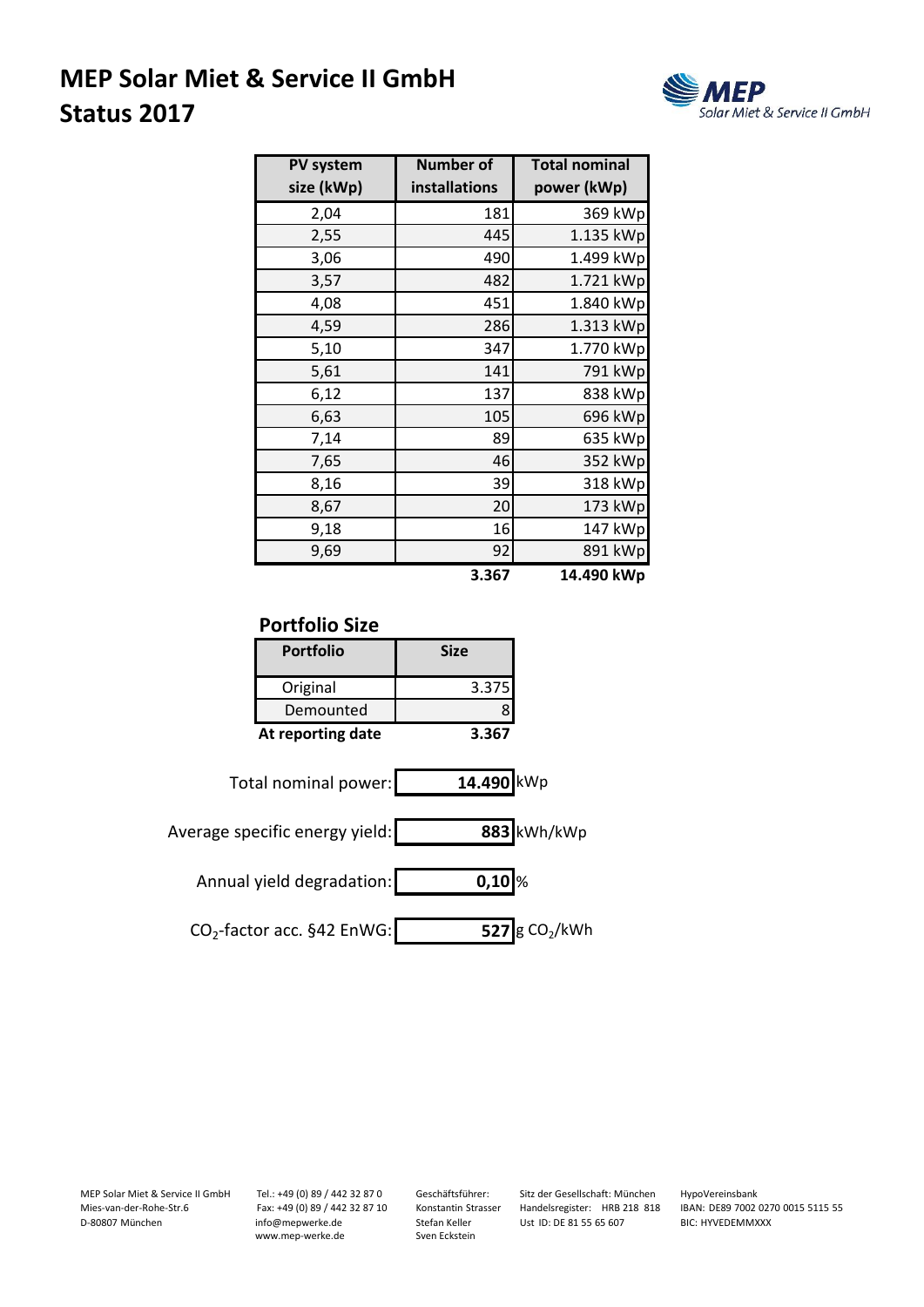# MEP Solar Miet & Service II GmbH
# Status 2017

| PV system size (kWp) | Number of installations | Total nominal power (kWp) |
|---|---|---|
| 2,04 | 181 | 369 kWp |
| 2,55 | 445 | 1.135 kWp |
| 3,06 | 490 | 1.499 kWp |
| 3,57 | 482 | 1.721 kWp |
| 4,08 | 451 | 1.840 kWp |
| 4,59 | 286 | 1.313 kWp |
| 5,10 | 347 | 1.770 kWp |
| 5,61 | 141 | 791 kWp |
| 6,12 | 137 | 838 kWp |
| 6,63 | 105 | 696 kWp |
| 7,14 | 89 | 635 kWp |
| 7,65 | 46 | 352 kWp |
| 8,16 | 39 | 318 kWp |
| 8,67 | 20 | 173 kWp |
| 9,18 | 16 | 147 kWp |
| 9,69 | 92 | 891 kWp |
| | **3.367** | **14.490 kWp** |

## Portfolio Size

| Portfolio | Size |
|---|---|
| Original | 3.375 |
| Demounted | 8 |
| **At reporting date** | **3.367** |

Total nominal power: **14.490** kWp

Average specific energy yield: **883** kWh/kWp

Annual yield degradation: **0,10** %

$CO_2$-factor acc. §42 EnWG: **527** g $CO_2$/kWh

MEP Solar Miet & Service II GmbH
Mies-van-der-Rohe-Str.6
D-80807 München

Tel.: +49 (0) 89 / 442 32 87 0
Fax: +49 (0) 89 / 442 32 87 10
info@mepwerke.de
www.mep-werke.de

Geschäftsführer:
Konstantin Strasser
Stefan Keller
Sven Eckstein

Sitz der Gesellschaft: München
Handelsregister: HRB 218 818
Ust ID: DE 81 55 65 607

HypoVereinsbank
IBAN: DE89 7002 0270 0015 5115 55
BIC: HYVEDEMMXXX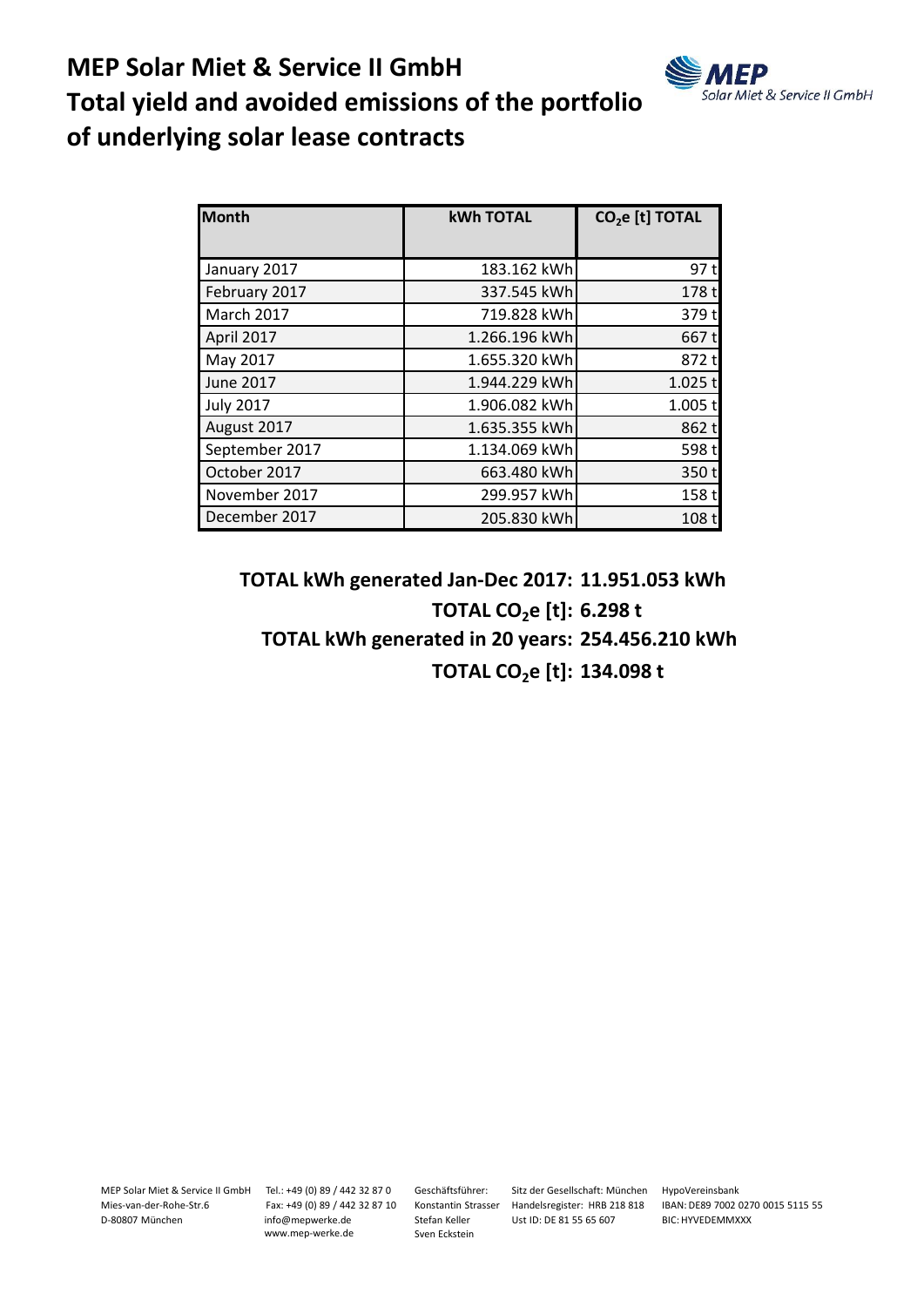# MEP Solar Miet & Service II GmbH

# Total yield and avoided emissions of the portfolio of underlying solar lease contracts

| Month | kWh TOTAL | $CO_2$e [t] TOTAL |
|---|---|---|
| January 2017 | 183.162 kWh | 97 t |
| February 2017 | 337.545 kWh | 178 t |
| March 2017 | 719.828 kWh | 379 t |
| April 2017 | 1.266.196 kWh | 667 t |
| May 2017 | 1.655.320 kWh | 872 t |
| June 2017 | 1.944.229 kWh | 1.025 t |
| July 2017 | 1.906.082 kWh | 1.005 t |
| August 2017 | 1.635.355 kWh | 862 t |
| September 2017 | 1.134.069 kWh | 598 t |
| October 2017 | 663.480 kWh | 350 t |
| November 2017 | 299.957 kWh | 158 t |
| December 2017 | 205.830 kWh | 108 t |

**TOTAL kWh generated Jan-Dec 2017: 11.951.053 kWh**

**TOTAL $CO_2$e [t]: 6.298 t**

**TOTAL kWh generated in 20 years: 254.456.210 kWh**

**TOTAL $CO_2$e [t]: 134.098 t**

MEP Solar Miet & Service II GmbH
Mies-van-der-Rohe-Str.6
D-80807 München

Tel.: +49 (0) 89 / 442 32 87 0
Fax: +49 (0) 89 / 442 32 87 10
info@mepwerke.de
www.mep-werke.de

Geschäftsführer:
Konstantin Strasser
Stefan Keller
Sven Eckstein

Sitz der Gesellschaft: München
Handelsregister: HRB 218 818
Ust ID: DE 81 55 65 607

HypoVereinsbank
IBAN: DE89 7002 0270 0015 5115 55
BIC: HYVEDEMMXXX